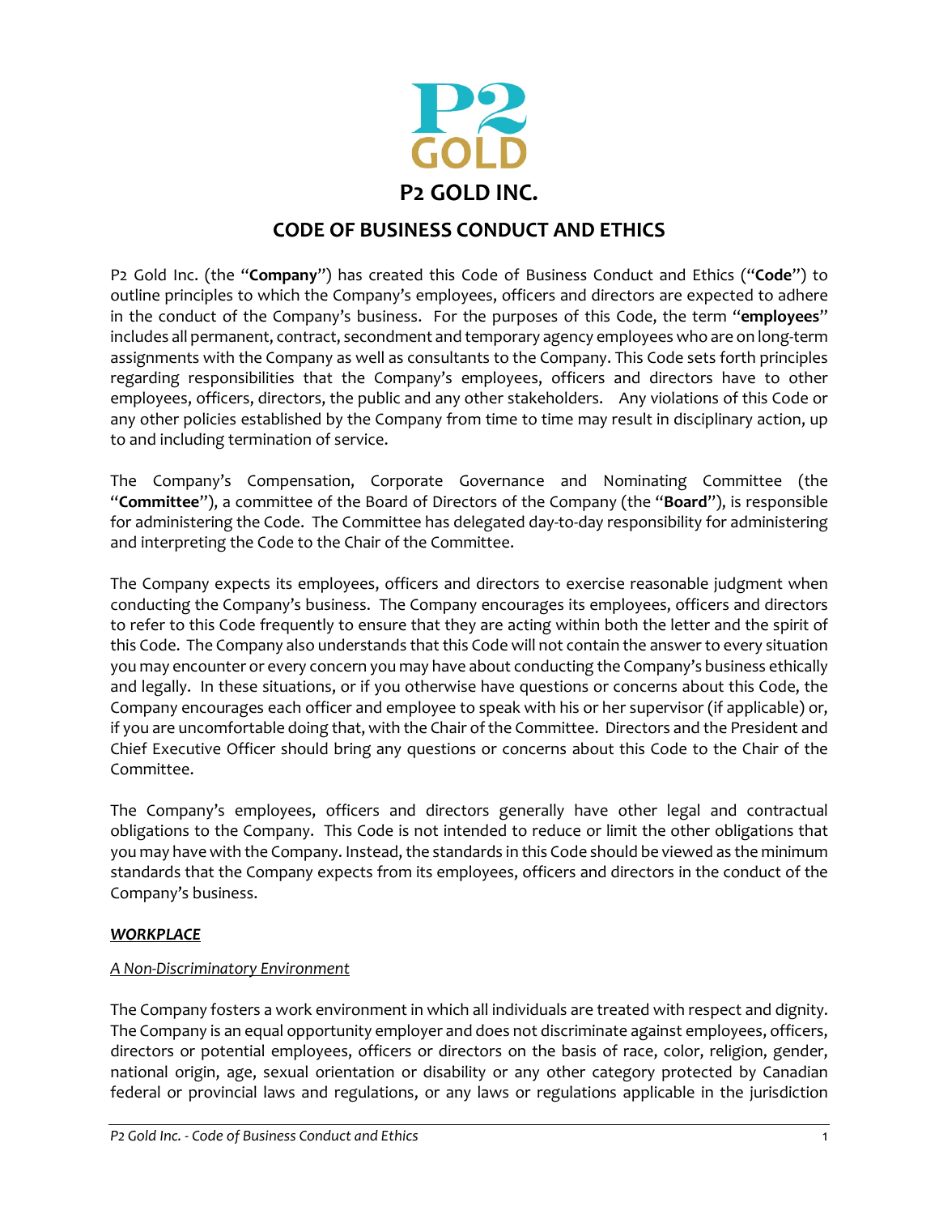# P2 GOLD INC.

## CODE OF BUSINESS CONDUCT AND ETHICS

P2 Gold Inc. (the "**Company**") has created this Code of Business Conduct and Ethics ("**Code**") to outline principles to which the Company's employees, officers and directors are expected to adhere in the conduct of the Company's business. For the purposes of this Code, the term "**employees**" includes all permanent, contract, secondment and temporary agency employees who are on long-term assignments with the Company as well as consultants to the Company. This Code sets forth principles regarding responsibilities that the Company's employees, officers and directors have to other employees, officers, directors, the public and any other stakeholders. Any violations of this Code or any other policies established by the Company from time to time may result in disciplinary action, up to and including termination of service.

The Company's Compensation, Corporate Governance and Nominating Committee (the "**Committee**"), a committee of the Board of Directors of the Company (the "**Board**"), is responsible for administering the Code. The Committee has delegated day-to-day responsibility for administering and interpreting the Code to the Chair of the Committee.

The Company expects its employees, officers and directors to exercise reasonable judgment when conducting the Company's business. The Company encourages its employees, officers and directors to refer to this Code frequently to ensure that they are acting within both the letter and the spirit of this Code. The Company also understands that this Code will not contain the answer to every situation you may encounter or every concern you may have about conducting the Company's business ethically and legally. In these situations, or if you otherwise have questions or concerns about this Code, the Company encourages each officer and employee to speak with his or her supervisor (if applicable) or, if you are uncomfortable doing that, with the Chair of the Committee. Directors and the President and Chief Executive Officer should bring any questions or concerns about this Code to the Chair of the Committee.

The Company's employees, officers and directors generally have other legal and contractual obligations to the Company. This Code is not intended to reduce or limit the other obligations that you may have with the Company. Instead, the standards in this Code should be viewed as the minimum standards that the Company expects from its employees, officers and directors in the conduct of the Company's business.

### ***WORKPLACE***

*A Non-Discriminatory Environment*

The Company fosters a work environment in which all individuals are treated with respect and dignity. The Company is an equal opportunity employer and does not discriminate against employees, officers, directors or potential employees, officers or directors on the basis of race, color, religion, gender, national origin, age, sexual orientation or disability or any other category protected by Canadian federal or provincial laws and regulations, or any laws or regulations applicable in the jurisdiction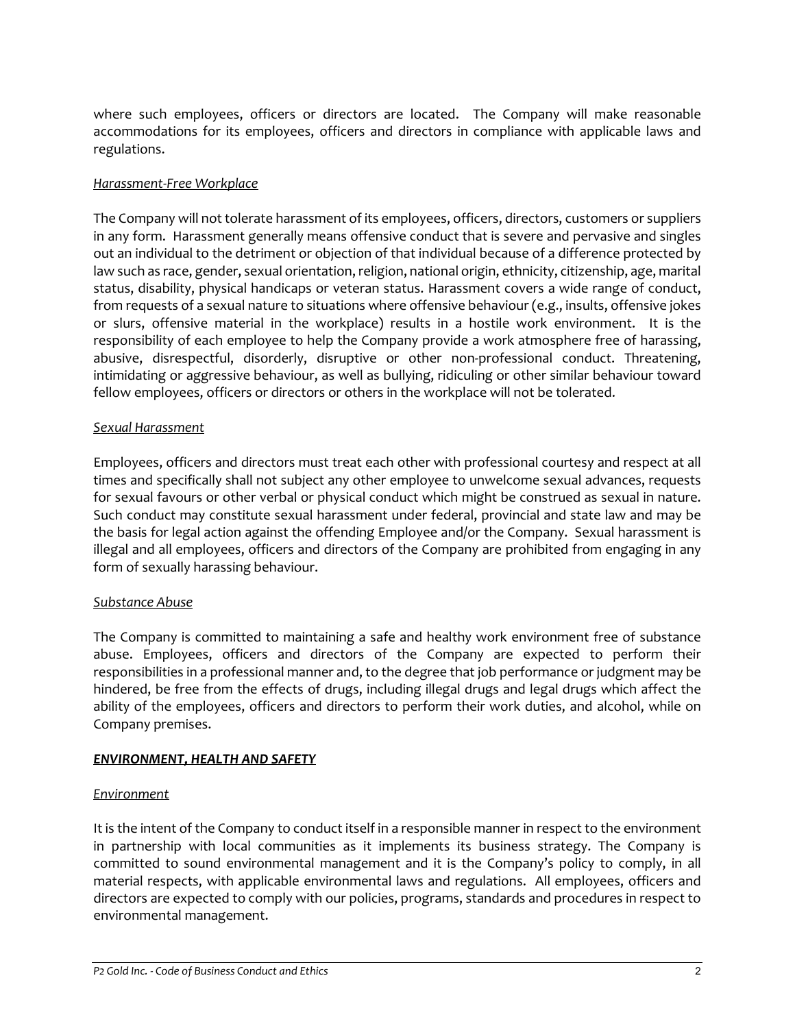where such employees, officers or directors are located. The Company will make reasonable accommodations for its employees, officers and directors in compliance with applicable laws and regulations.

*Harassment-Free Workplace*

The Company will not tolerate harassment of its employees, officers, directors, customers or suppliers in any form. Harassment generally means offensive conduct that is severe and pervasive and singles out an individual to the detriment or objection of that individual because of a difference protected by law such as race, gender, sexual orientation, religion, national origin, ethnicity, citizenship, age, marital status, disability, physical handicaps or veteran status. Harassment covers a wide range of conduct, from requests of a sexual nature to situations where offensive behaviour (e.g., insults, offensive jokes or slurs, offensive material in the workplace) results in a hostile work environment. It is the responsibility of each employee to help the Company provide a work atmosphere free of harassing, abusive, disrespectful, disorderly, disruptive or other non-professional conduct. Threatening, intimidating or aggressive behaviour, as well as bullying, ridiculing or other similar behaviour toward fellow employees, officers or directors or others in the workplace will not be tolerated.

*Sexual Harassment*

Employees, officers and directors must treat each other with professional courtesy and respect at all times and specifically shall not subject any other employee to unwelcome sexual advances, requests for sexual favours or other verbal or physical conduct which might be construed as sexual in nature. Such conduct may constitute sexual harassment under federal, provincial and state law and may be the basis for legal action against the offending Employee and/or the Company. Sexual harassment is illegal and all employees, officers and directors of the Company are prohibited from engaging in any form of sexually harassing behaviour.

*Substance Abuse*

The Company is committed to maintaining a safe and healthy work environment free of substance abuse. Employees, officers and directors of the Company are expected to perform their responsibilities in a professional manner and, to the degree that job performance or judgment may be hindered, be free from the effects of drugs, including illegal drugs and legal drugs which affect the ability of the employees, officers and directors to perform their work duties, and alcohol, while on Company premises.

## ***ENVIRONMENT, HEALTH AND SAFETY***

*Environment*

It is the intent of the Company to conduct itself in a responsible manner in respect to the environment in partnership with local communities as it implements its business strategy. The Company is committed to sound environmental management and it is the Company's policy to comply, in all material respects, with applicable environmental laws and regulations. All employees, officers and directors are expected to comply with our policies, programs, standards and procedures in respect to environmental management.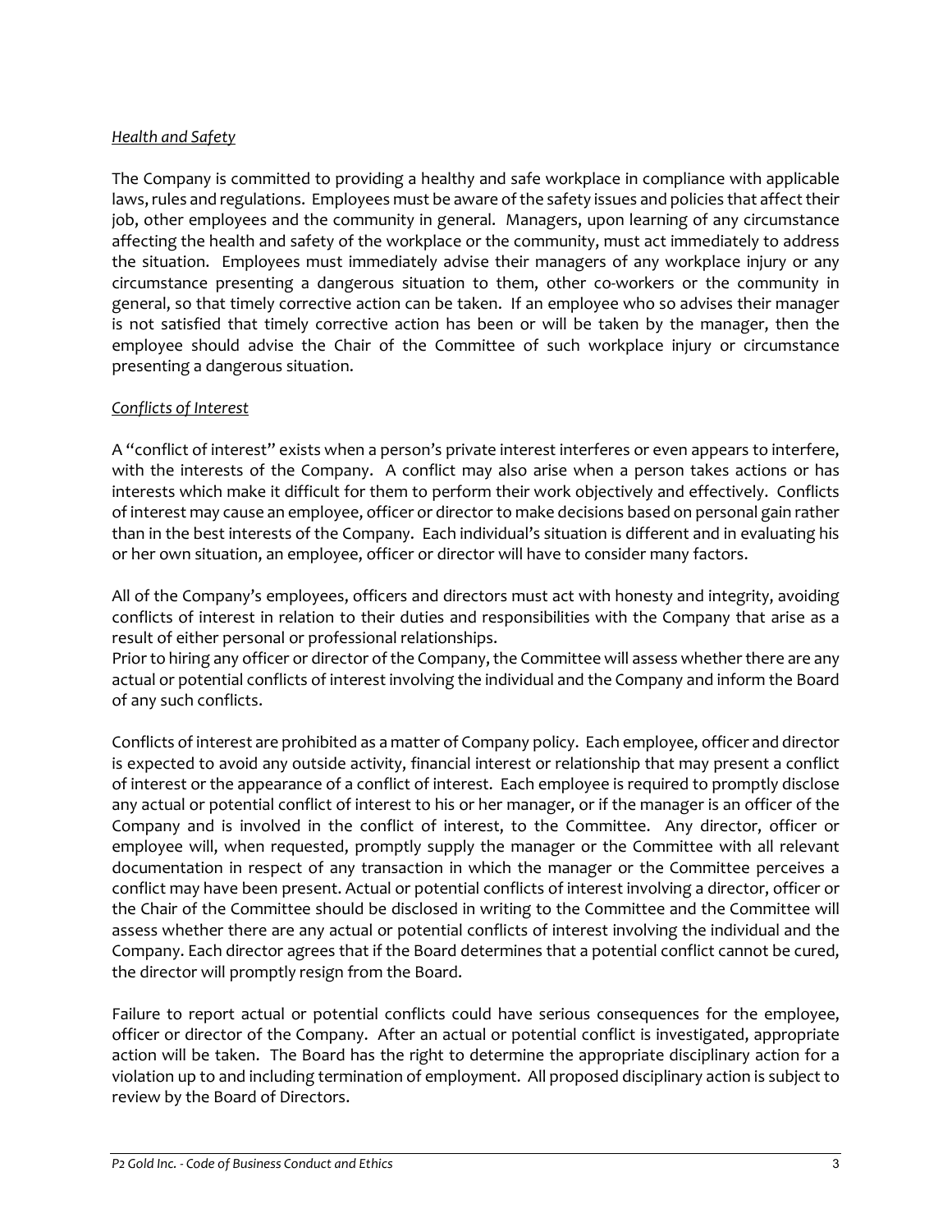*Health and Safety*

The Company is committed to providing a healthy and safe workplace in compliance with applicable laws, rules and regulations. Employees must be aware of the safety issues and policies that affect their job, other employees and the community in general. Managers, upon learning of any circumstance affecting the health and safety of the workplace or the community, must act immediately to address the situation. Employees must immediately advise their managers of any workplace injury or any circumstance presenting a dangerous situation to them, other co-workers or the community in general, so that timely corrective action can be taken. If an employee who so advises their manager is not satisfied that timely corrective action has been or will be taken by the manager, then the employee should advise the Chair of the Committee of such workplace injury or circumstance presenting a dangerous situation.

*Conflicts of Interest*

A "conflict of interest" exists when a person's private interest interferes or even appears to interfere, with the interests of the Company. A conflict may also arise when a person takes actions or has interests which make it difficult for them to perform their work objectively and effectively. Conflicts of interest may cause an employee, officer or director to make decisions based on personal gain rather than in the best interests of the Company. Each individual's situation is different and in evaluating his or her own situation, an employee, officer or director will have to consider many factors.

All of the Company's employees, officers and directors must act with honesty and integrity, avoiding conflicts of interest in relation to their duties and responsibilities with the Company that arise as a result of either personal or professional relationships.
Prior to hiring any officer or director of the Company, the Committee will assess whether there are any actual or potential conflicts of interest involving the individual and the Company and inform the Board of any such conflicts.

Conflicts of interest are prohibited as a matter of Company policy. Each employee, officer and director is expected to avoid any outside activity, financial interest or relationship that may present a conflict of interest or the appearance of a conflict of interest. Each employee is required to promptly disclose any actual or potential conflict of interest to his or her manager, or if the manager is an officer of the Company and is involved in the conflict of interest, to the Committee. Any director, officer or employee will, when requested, promptly supply the manager or the Committee with all relevant documentation in respect of any transaction in which the manager or the Committee perceives a conflict may have been present. Actual or potential conflicts of interest involving a director, officer or the Chair of the Committee should be disclosed in writing to the Committee and the Committee will assess whether there are any actual or potential conflicts of interest involving the individual and the Company. Each director agrees that if the Board determines that a potential conflict cannot be cured, the director will promptly resign from the Board.

Failure to report actual or potential conflicts could have serious consequences for the employee, officer or director of the Company. After an actual or potential conflict is investigated, appropriate action will be taken. The Board has the right to determine the appropriate disciplinary action for a violation up to and including termination of employment. All proposed disciplinary action is subject to review by the Board of Directors.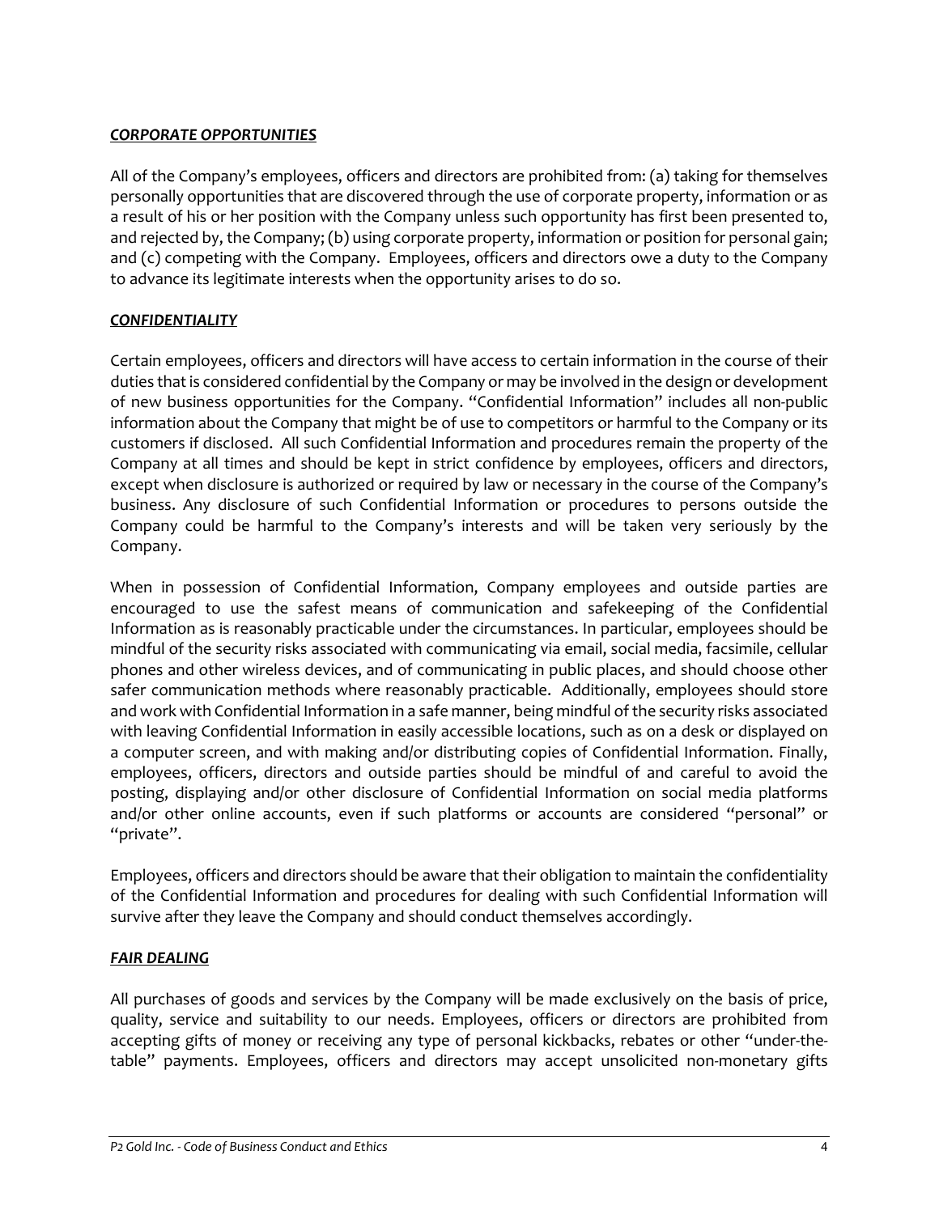***CORPORATE OPPORTUNITIES***

All of the Company's employees, officers and directors are prohibited from: (a) taking for themselves personally opportunities that are discovered through the use of corporate property, information or as a result of his or her position with the Company unless such opportunity has first been presented to, and rejected by, the Company; (b) using corporate property, information or position for personal gain; and (c) competing with the Company. Employees, officers and directors owe a duty to the Company to advance its legitimate interests when the opportunity arises to do so.

***CONFIDENTIALITY***

Certain employees, officers and directors will have access to certain information in the course of their duties that is considered confidential by the Company or may be involved in the design or development of new business opportunities for the Company. "Confidential Information" includes all non-public information about the Company that might be of use to competitors or harmful to the Company or its customers if disclosed. All such Confidential Information and procedures remain the property of the Company at all times and should be kept in strict confidence by employees, officers and directors, except when disclosure is authorized or required by law or necessary in the course of the Company's business. Any disclosure of such Confidential Information or procedures to persons outside the Company could be harmful to the Company's interests and will be taken very seriously by the Company.

When in possession of Confidential Information, Company employees and outside parties are encouraged to use the safest means of communication and safekeeping of the Confidential Information as is reasonably practicable under the circumstances. In particular, employees should be mindful of the security risks associated with communicating via email, social media, facsimile, cellular phones and other wireless devices, and of communicating in public places, and should choose other safer communication methods where reasonably practicable. Additionally, employees should store and work with Confidential Information in a safe manner, being mindful of the security risks associated with leaving Confidential Information in easily accessible locations, such as on a desk or displayed on a computer screen, and with making and/or distributing copies of Confidential Information. Finally, employees, officers, directors and outside parties should be mindful of and careful to avoid the posting, displaying and/or other disclosure of Confidential Information on social media platforms and/or other online accounts, even if such platforms or accounts are considered "personal" or "private".

Employees, officers and directors should be aware that their obligation to maintain the confidentiality of the Confidential Information and procedures for dealing with such Confidential Information will survive after they leave the Company and should conduct themselves accordingly.

***FAIR DEALING***

All purchases of goods and services by the Company will be made exclusively on the basis of price, quality, service and suitability to our needs. Employees, officers or directors are prohibited from accepting gifts of money or receiving any type of personal kickbacks, rebates or other "under-the-table" payments. Employees, officers and directors may accept unsolicited non-monetary gifts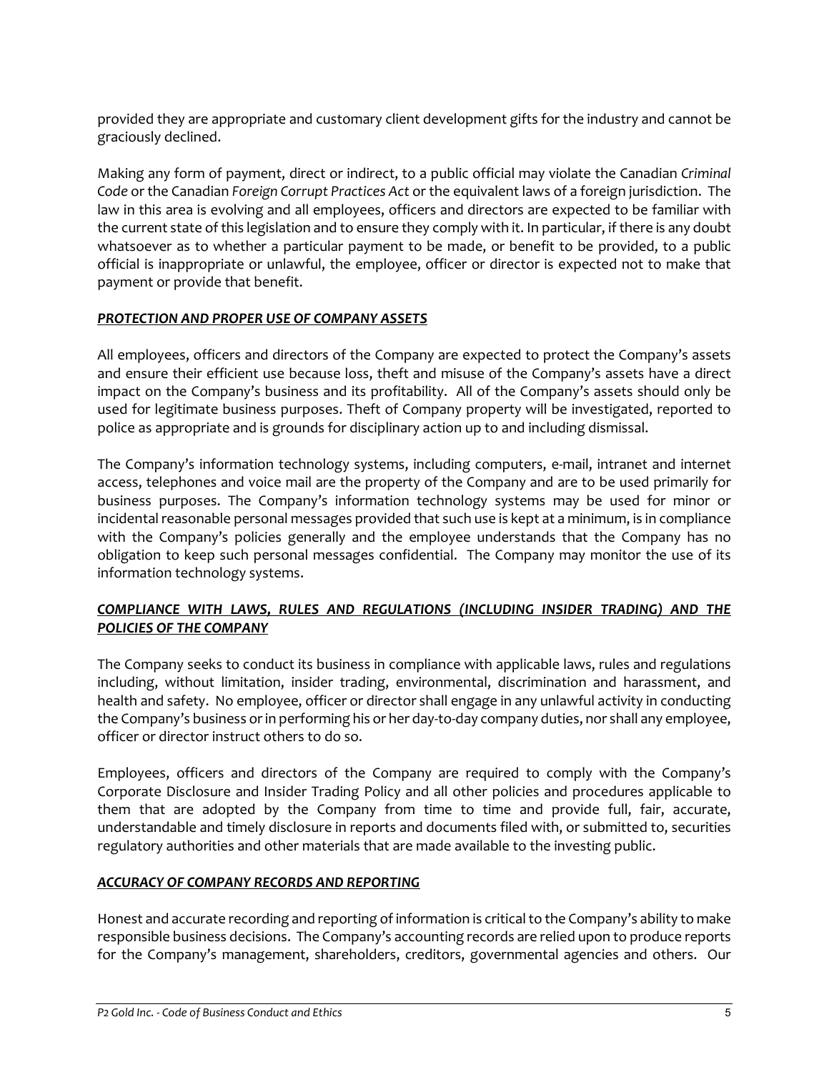provided they are appropriate and customary client development gifts for the industry and cannot be graciously declined.

Making any form of payment, direct or indirect, to a public official may violate the Canadian *Criminal Code* or the Canadian *Foreign Corrupt Practices Act* or the equivalent laws of a foreign jurisdiction. The law in this area is evolving and all employees, officers and directors are expected to be familiar with the current state of this legislation and to ensure they comply with it. In particular, if there is any doubt whatsoever as to whether a particular payment to be made, or benefit to be provided, to a public official is inappropriate or unlawful, the employee, officer or director is expected not to make that payment or provide that benefit.

***PROTECTION AND PROPER USE OF COMPANY ASSETS***

All employees, officers and directors of the Company are expected to protect the Company's assets and ensure their efficient use because loss, theft and misuse of the Company's assets have a direct impact on the Company's business and its profitability. All of the Company's assets should only be used for legitimate business purposes. Theft of Company property will be investigated, reported to police as appropriate and is grounds for disciplinary action up to and including dismissal.

The Company's information technology systems, including computers, e-mail, intranet and internet access, telephones and voice mail are the property of the Company and are to be used primarily for business purposes. The Company's information technology systems may be used for minor or incidental reasonable personal messages provided that such use is kept at a minimum, is in compliance with the Company's policies generally and the employee understands that the Company has no obligation to keep such personal messages confidential. The Company may monitor the use of its information technology systems.

***COMPLIANCE WITH LAWS, RULES AND REGULATIONS (INCLUDING INSIDER TRADING) AND THE POLICIES OF THE COMPANY***

The Company seeks to conduct its business in compliance with applicable laws, rules and regulations including, without limitation, insider trading, environmental, discrimination and harassment, and health and safety. No employee, officer or director shall engage in any unlawful activity in conducting the Company's business or in performing his or her day-to-day company duties, nor shall any employee, officer or director instruct others to do so.

Employees, officers and directors of the Company are required to comply with the Company's Corporate Disclosure and Insider Trading Policy and all other policies and procedures applicable to them that are adopted by the Company from time to time and provide full, fair, accurate, understandable and timely disclosure in reports and documents filed with, or submitted to, securities regulatory authorities and other materials that are made available to the investing public.

***ACCURACY OF COMPANY RECORDS AND REPORTING***

Honest and accurate recording and reporting of information is critical to the Company's ability to make responsible business decisions. The Company's accounting records are relied upon to produce reports for the Company's management, shareholders, creditors, governmental agencies and others. Our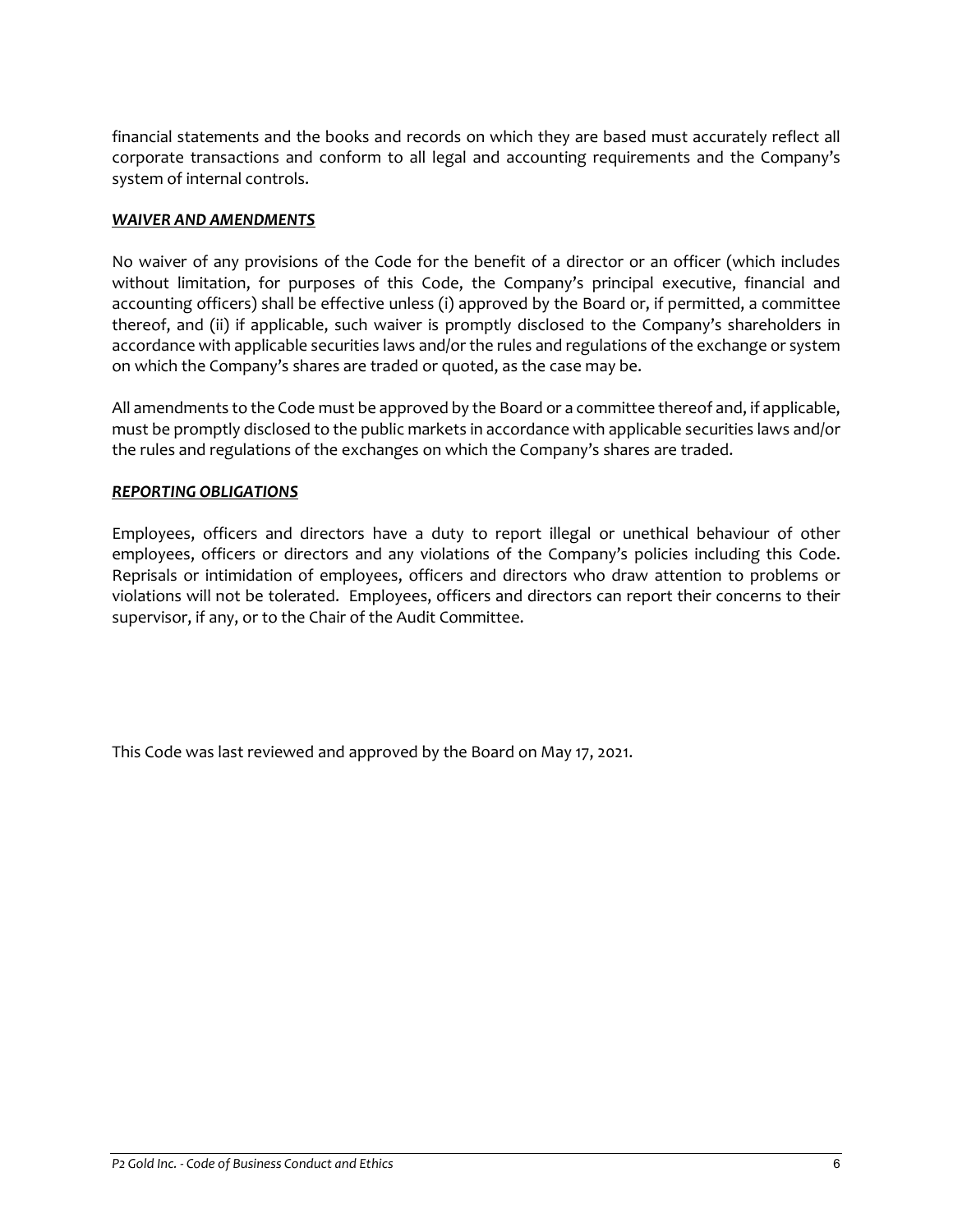financial statements and the books and records on which they are based must accurately reflect all corporate transactions and conform to all legal and accounting requirements and the Company's system of internal controls.

***WAIVER AND AMENDMENTS***

No waiver of any provisions of the Code for the benefit of a director or an officer (which includes without limitation, for purposes of this Code, the Company's principal executive, financial and accounting officers) shall be effective unless (i) approved by the Board or, if permitted, a committee thereof, and (ii) if applicable, such waiver is promptly disclosed to the Company's shareholders in accordance with applicable securities laws and/or the rules and regulations of the exchange or system on which the Company's shares are traded or quoted, as the case may be.

All amendments to the Code must be approved by the Board or a committee thereof and, if applicable, must be promptly disclosed to the public markets in accordance with applicable securities laws and/or the rules and regulations of the exchanges on which the Company's shares are traded.

***REPORTING OBLIGATIONS***

Employees, officers and directors have a duty to report illegal or unethical behaviour of other employees, officers or directors and any violations of the Company's policies including this Code. Reprisals or intimidation of employees, officers and directors who draw attention to problems or violations will not be tolerated. Employees, officers and directors can report their concerns to their supervisor, if any, or to the Chair of the Audit Committee.

This Code was last reviewed and approved by the Board on May 17, 2021.